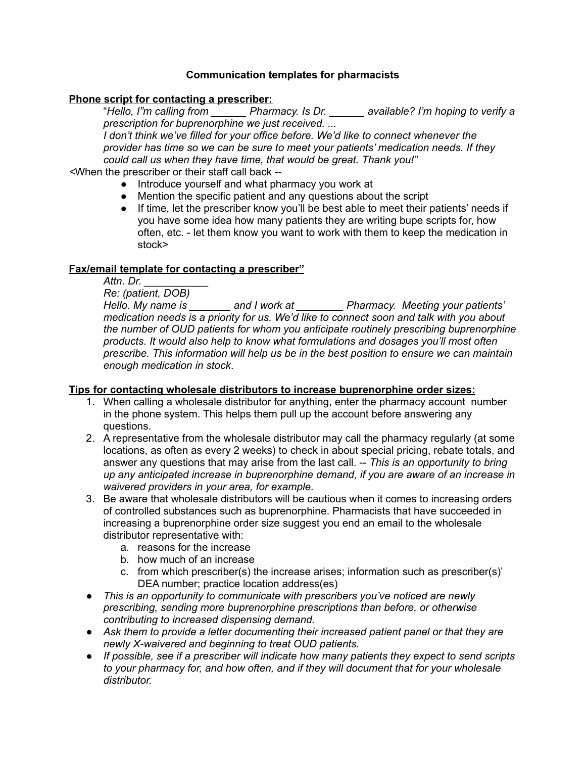# Communication templates for pharmacists

**<u>Phone script for contacting a prescriber:</u>**

> "*Hello, I"m calling from ______ Pharmacy. Is Dr. ______ available? I'm hoping to verify a prescription for buprenorphine we just received. ...*
> *I don't think we've filled for your office before. We'd like to connect whenever the provider has time so we can be sure to meet your patients' medication needs. If they could call us when they have time, that would be great. Thank you!"*

<When the prescriber or their staff call back --

- Introduce yourself and what pharmacy you work at
- Mention the specific patient and any questions about the script
- If time, let the prescriber know you'll be best able to meet their patients' needs if you have some idea how many patients they are writing bupe scripts for, how often, etc. - let them know you want to work with them to keep the medication in stock>

**<u>Fax/email template for contacting a prescriber"</u>**

> *Attn. Dr. ___________*
> *Re: (patient, DOB)*
> *Hello. My name is _______ and I work at ________ Pharmacy. Meeting your patients' medication needs is a priority for us. We'd like to connect soon and talk with you about the number of OUD patients for whom you anticipate routinely prescribing buprenorphine products. It would also help to know what formulations and dosages you'll most often prescribe. This information will help us be in the best position to ensure we can maintain enough medication in stock*.

**<u>Tips for contacting wholesale distributors to increase buprenorphine order sizes:</u>**

1. When calling a wholesale distributor for anything, enter the pharmacy account number in the phone system. This helps them pull up the account before answering any questions.
2. A representative from the wholesale distributor may call the pharmacy regularly (at some locations, as often as every 2 weeks) to check in about special pricing, rebate totals, and answer any questions that may arise from the last call. -- *This is an opportunity to bring up any anticipated increase in buprenorphine demand, if you are aware of an increase in waivered providers in your area, for example.*
3. Be aware that wholesale distributors will be cautious when it comes to increasing orders of controlled substances such as buprenorphine. Pharmacists that have succeeded in increasing a buprenorphine order size suggest you end an email to the wholesale distributor representative with:
   a. reasons for the increase
   b. how much of an increase
   c. from which prescriber(s) the increase arises; information such as prescriber(s)' DEA number; practice location address(es)

- *This is an opportunity to communicate with prescribers you've noticed are newly prescribing, sending more buprenorphine prescriptions than before, or otherwise contributing to increased dispensing demand.*
- *Ask them to provide a letter documenting their increased patient panel or that they are newly X-waivered and beginning to treat OUD patients.*
- *If possible, see if a prescriber will indicate how many patients they expect to send scripts to your pharmacy for, and how often, and if they will document that for your wholesale distributor.*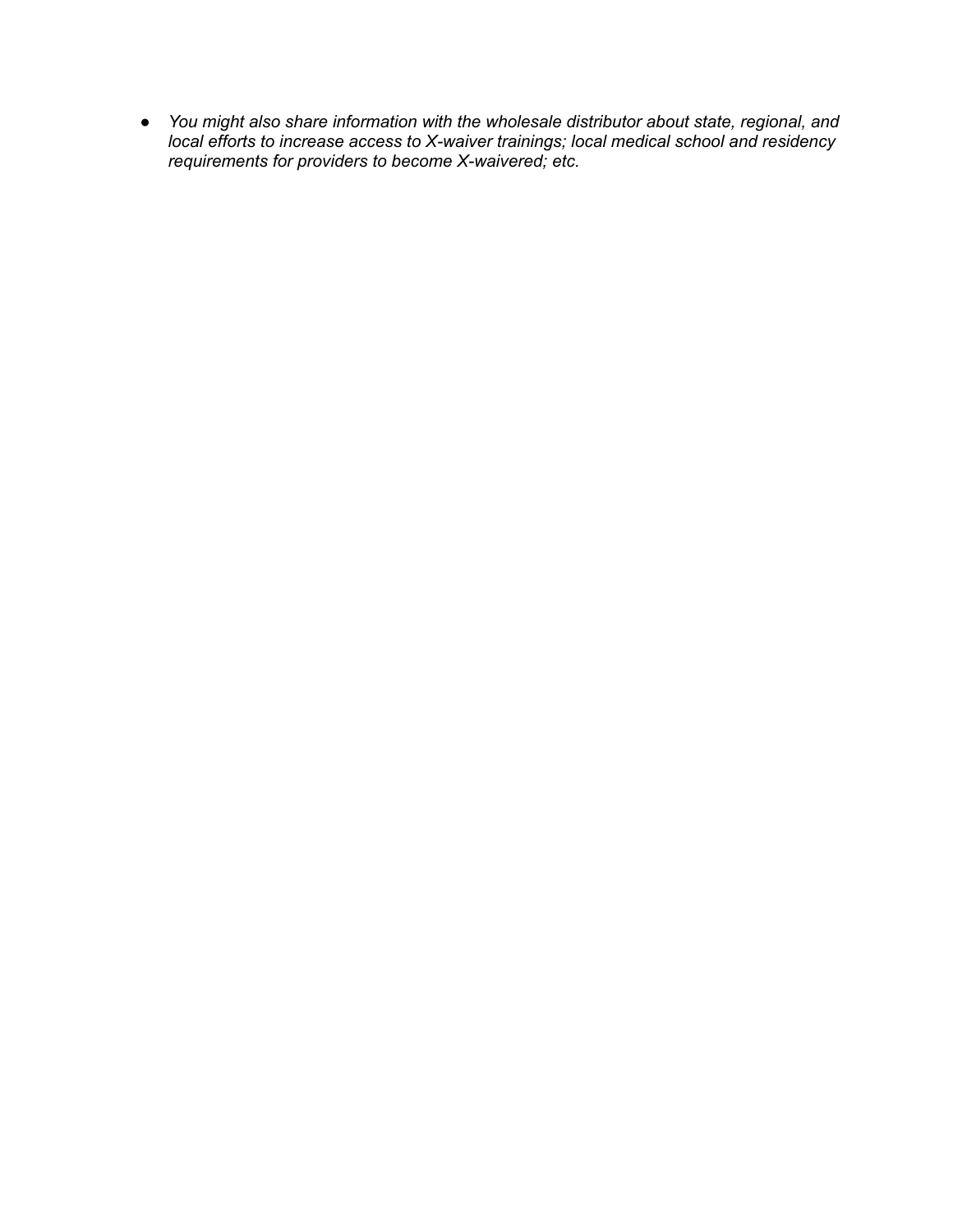- *You might also share information with the wholesale distributor about state, regional, and local efforts to increase access to X-waiver trainings; local medical school and residency requirements for providers to become X-waivered; etc.*